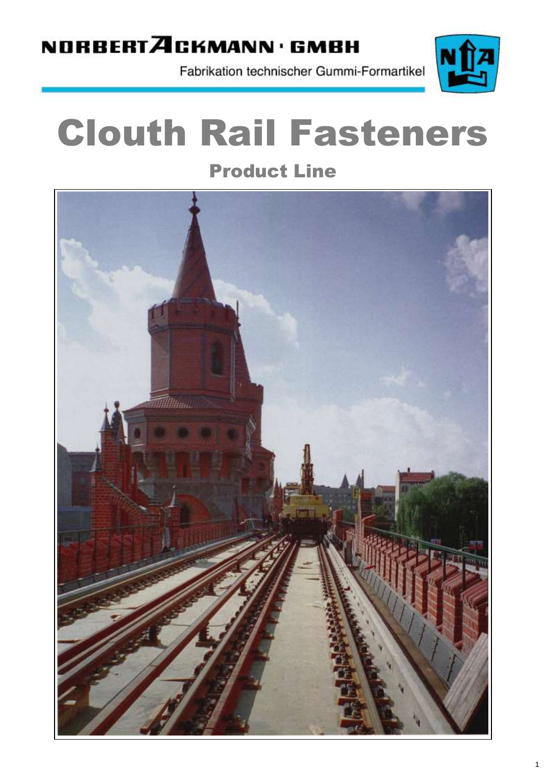NORBERT ACKMANN · GMBH

Fabrikation technischer Gummi-Formartikel

# Clouth Rail Fasteners

## Product Line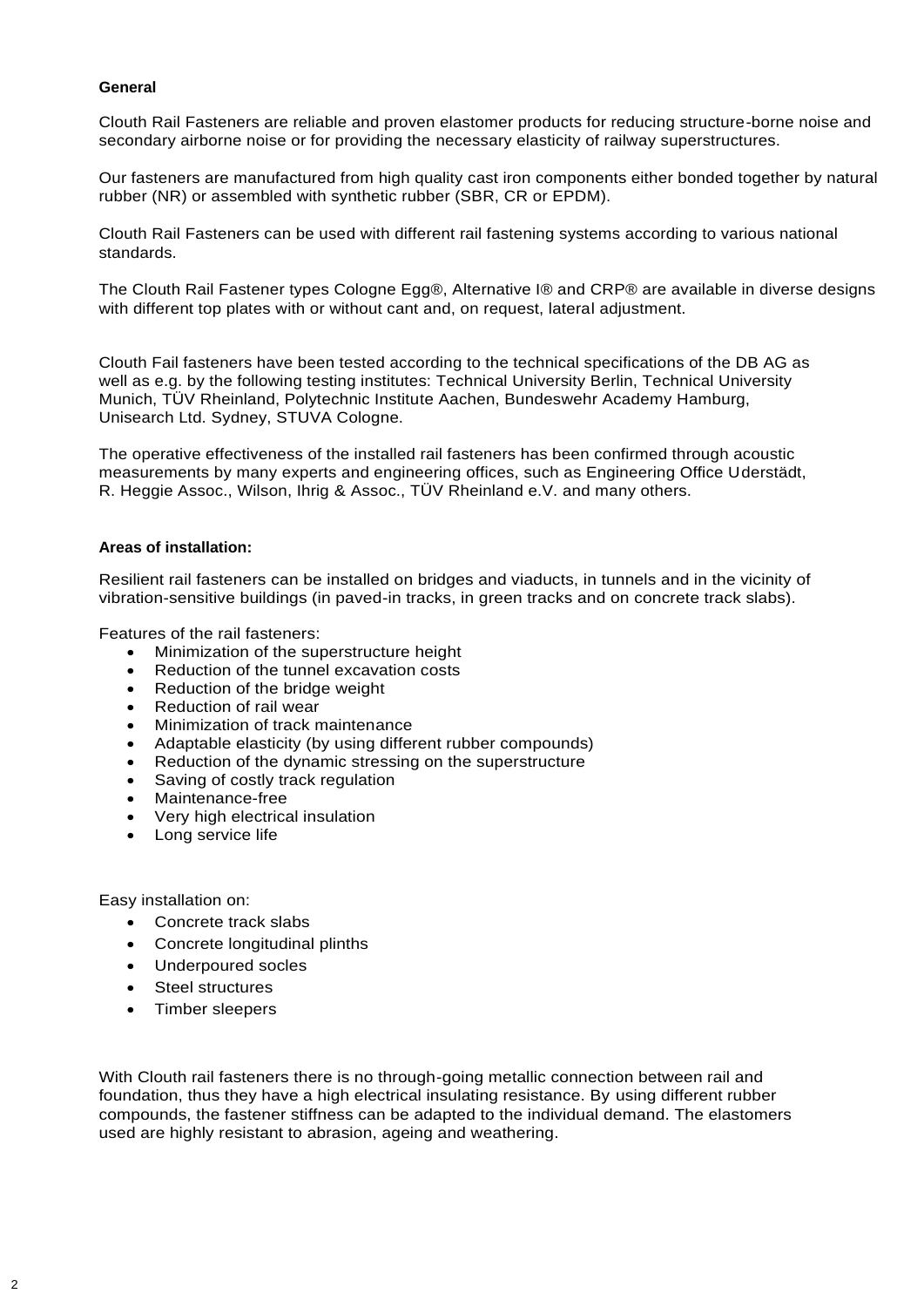**General**

Clouth Rail Fasteners are reliable and proven elastomer products for reducing structure-borne noise and secondary airborne noise or for providing the necessary elasticity of railway superstructures.

Our fasteners are manufactured from high quality cast iron components either bonded together by natural rubber (NR) or assembled with synthetic rubber (SBR, CR or EPDM).

Clouth Rail Fasteners can be used with different rail fastening systems according to various national standards.

The Clouth Rail Fastener types Cologne Egg®, Alternative I® and CRP® are available in diverse designs with different top plates with or without cant and, on request, lateral adjustment.

Clouth Fail fasteners have been tested according to the technical specifications of the DB AG as well as e.g. by the following testing institutes: Technical University Berlin, Technical University Munich, TÜV Rheinland, Polytechnic Institute Aachen, Bundeswehr Academy Hamburg, Unisearch Ltd. Sydney, STUVA Cologne.

The operative effectiveness of the installed rail fasteners has been confirmed through acoustic measurements by many experts and engineering offices, such as Engineering Office Uderstädt, R. Heggie Assoc., Wilson, Ihrig & Assoc., TÜV Rheinland e.V. and many others.

**Areas of installation:**

Resilient rail fasteners can be installed on bridges and viaducts, in tunnels and in the vicinity of vibration-sensitive buildings (in paved-in tracks, in green tracks and on concrete track slabs).

Features of the rail fasteners:

- Minimization of the superstructure height
- Reduction of the tunnel excavation costs
- Reduction of the bridge weight
- Reduction of rail wear
- Minimization of track maintenance
- Adaptable elasticity (by using different rubber compounds)
- Reduction of the dynamic stressing on the superstructure
- Saving of costly track regulation
- Maintenance-free
- Very high electrical insulation
- Long service life

Easy installation on:

- Concrete track slabs
- Concrete longitudinal plinths
- Underpoured socles
- Steel structures
- Timber sleepers

With Clouth rail fasteners there is no through-going metallic connection between rail and foundation, thus they have a high electrical insulating resistance. By using different rubber compounds, the fastener stiffness can be adapted to the individual demand. The elastomers used are highly resistant to abrasion, ageing and weathering.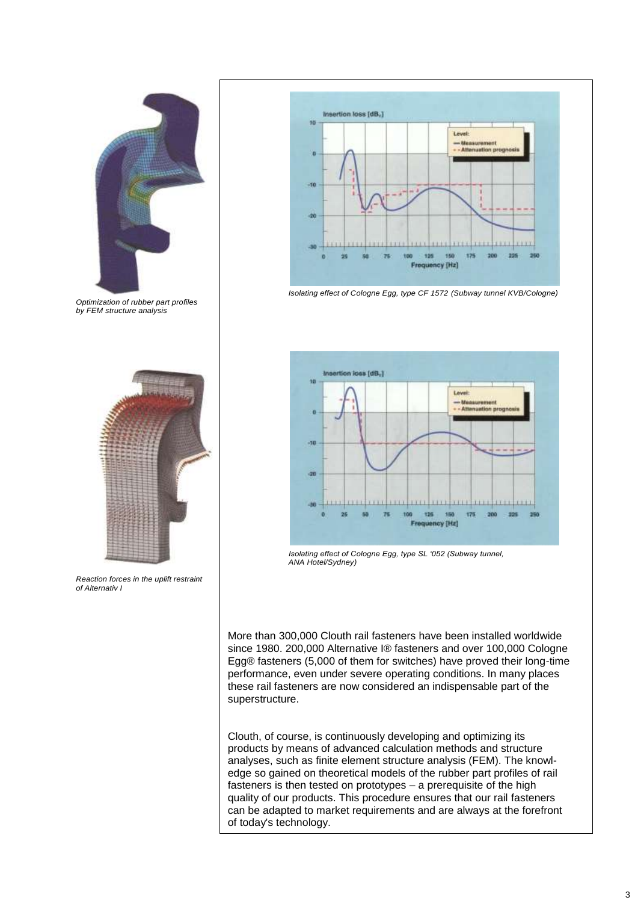*Optimization of rubber part profiles by FEM structure analysis*

*Isolating effect of Cologne Egg, type CF 1572 (Subway tunnel KVB/Cologne)*

*Reaction forces in the uplift restraint of Alternativ I*

*Isolating effect of Cologne Egg, type SL '052 (Subway tunnel, ANA Hotel/Sydney)*

More than 300,000 Clouth rail fasteners have been installed worldwide since 1980. 200,000 Alternative I® fasteners and over 100,000 Cologne Egg® fasteners (5,000 of them for switches) have proved their long-time performance, even under severe operating conditions. In many places these rail fasteners are now considered an indispensable part of the superstructure.

Clouth, of course, is continuously developing and optimizing its products by means of advanced calculation methods and structure analyses, such as finite element structure analysis (FEM). The knowledge so gained on theoretical models of the rubber part profiles of rail fasteners is then tested on prototypes – a prerequisite of the high quality of our products. This procedure ensures that our rail fasteners can be adapted to market requirements and are always at the forefront of today's technology.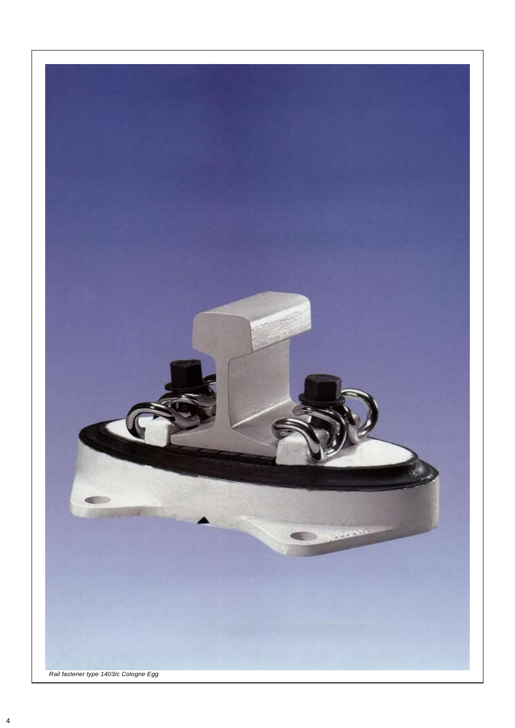*Rail fastener type 1403/c Cologne Egg*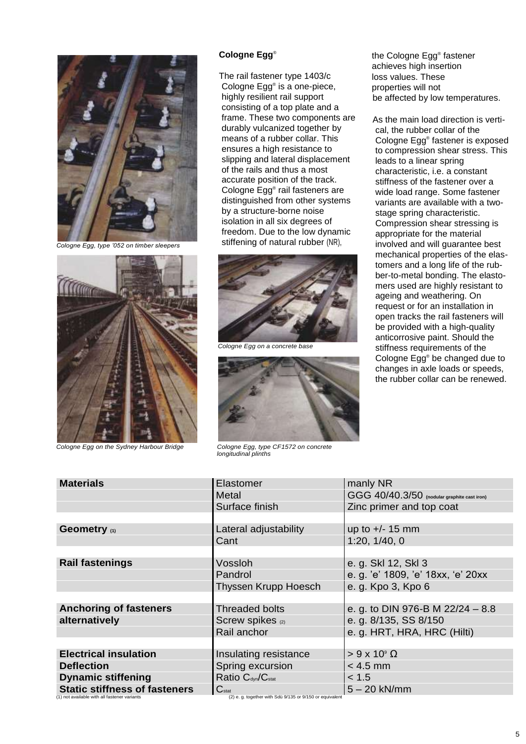Cologne Egg, type '052 on timber sleepers

Cologne Egg on the Sydney Harbour Bridge

## Cologne Egg®

The rail fastener type 1403/c Cologne Egg® is a one-piece, highly resilient rail support consisting of a top plate and a frame. These two components are durably vulcanized together by means of a rubber collar. This ensures a high resistance to slipping and lateral displacement of the rails and thus a most accurate position of the track. Cologne Egg® rail fasteners are distinguished from other systems by a structure-borne noise isolation in all six degrees of freedom. Due to the low dynamic stiffening of natural rubber (NR), the Cologne Egg® fastener achieves high insertion loss values. These properties will not be affected by low temperatures.

Cologne Egg on a concrete base

Cologne Egg, type CF1572 on concrete longitudinal plinths

As the main load direction is vertical, the rubber collar of the Cologne Egg® fastener is exposed to compression shear stress. This leads to a linear spring characteristic, i.e. a constant stiffness of the fastener over a wide load range. Some fastener variants are available with a two-stage spring characteristic. Compression shear stressing is appropriate for the material involved and will guarantee best mechanical properties of the elastomers and a long life of the rubber-to-metal bonding. The elastomers used are highly resistant to ageing and weathering. On request or for an installation in open tracks the rail fasteners will be provided with a high-quality anticorrosive paint. Should the stiffness requirements of the Cologne Egg® be changed due to changes in axle loads or speeds, the rubber collar can be renewed.

| | | |
|---|---|---|
| **Materials** | Elastomer | manly NR |
| | Metal | GGG 40/40.3/50 (nodular graphite cast iron) |
| | Surface finish | Zinc primer and top coat |
| | | |
| **Geometry** (1) | Lateral adjustability | up to +/- 15 mm |
| | Cant | 1:20, 1/40, 0 |
| | | |
| **Rail fastenings** | Vossloh | e. g. Skl 12, Skl 3 |
| | Pandrol | e. g. 'e' 1809, 'e' 18xx, 'e' 20xx |
| | Thyssen Krupp Hoesch | e. g. Kpo 3, Kpo 6 |
| | | |
| **Anchoring of fasteners** | Threaded bolts | e. g. to DIN 976-B M 22/24 – 8.8 |
| **alternatively** | Screw spikes (2) | e. g. 8/135, SS 8/150 |
| | Rail anchor | e. g. HRT, HRA, HRC (Hilti) |
| | | |
| **Electrical insulation** | Insulating resistance | $> 9 \times 10^9\ \Omega$ |
| **Deflection** | Spring excursion | < 4.5 mm |
| **Dynamic stiffening** | Ratio $C_{dyn}/C_{stat}$ | < 1.5 |
| **Static stiffness of fasteners** | $C_{stat}$ | 5 – 20 kN/mm |

(1) not available with all fastener variants

(2) e. g. together with Sdü 9/135 or 9/150 or equivalent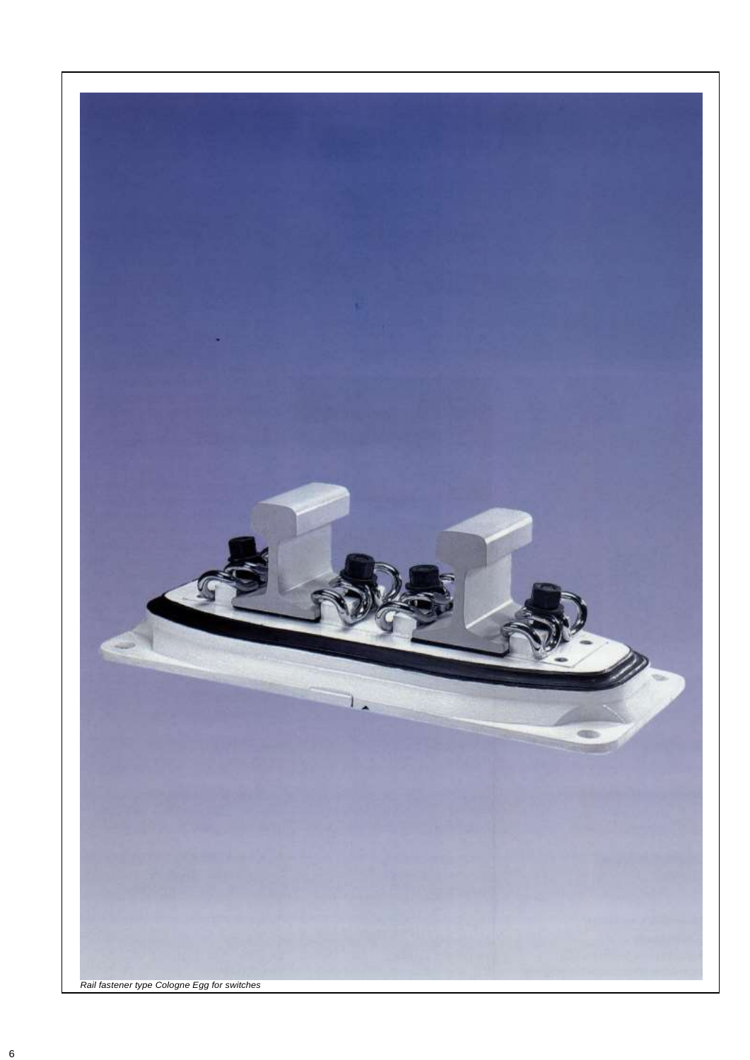*Rail fastener type Cologne Egg for switches*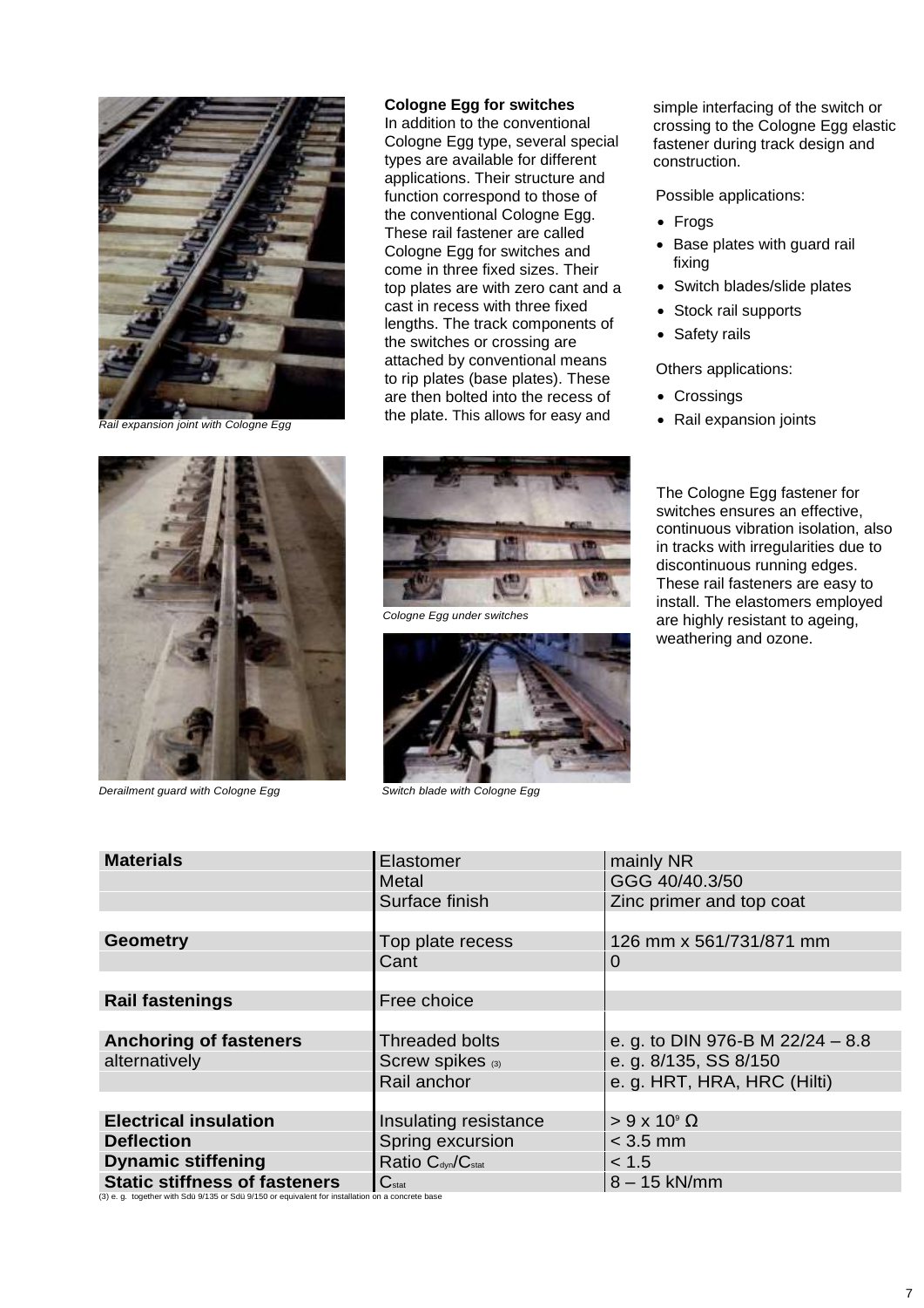*Rail expansion joint with Cologne Egg*

**Cologne Egg for switches**

In addition to the conventional Cologne Egg type, several special types are available for different applications. Their structure and function correspond to those of the conventional Cologne Egg. These rail fastener are called Cologne Egg for switches and come in three fixed sizes. Their top plates are with zero cant and a cast in recess with three fixed lengths. The track components of the switches or crossing are attached by conventional means to rip plates (base plates). These are then bolted into the recess of the plate. This allows for easy and simple interfacing of the switch or crossing to the Cologne Egg elastic fastener during track design and construction.

Possible applications:

- Frogs
- Base plates with guard rail fixing
- Switch blades/slide plates
- Stock rail supports
- Safety rails

Others applications:

- Crossings
- Rail expansion joints

*Derailment guard with Cologne Egg*

*Cologne Egg under switches*

*Switch blade with Cologne Egg*

The Cologne Egg fastener for switches ensures an effective, continuous vibration isolation, also in tracks with irregularities due to discontinuous running edges. These rail fasteners are easy to install. The elastomers employed are highly resistant to ageing, weathering and ozone.

| | | |
|---|---|---|
| **Materials** | Elastomer | mainly NR |
| | Metal | GGG 40/40.3/50 |
| | Surface finish | Zinc primer and top coat |
| | | |
| **Geometry** | Top plate recess | 126 mm x 561/731/871 mm |
| | Cant | 0 |
| | | |
| **Rail fastenings** | Free choice | |
| | | |
| **Anchoring of fasteners** | Threaded bolts | e. g. to DIN 976-B M 22/24 – 8.8 |
| alternatively | Screw spikes (3) | e. g. 8/135, SS 8/150 |
| | Rail anchor | e. g. HRT, HRA, HRC (Hilti) |
| | | |
| **Electrical insulation** | Insulating resistance | > 9 x $10^9$ Ω |
| **Deflection** | Spring excursion | < 3.5 mm |
| **Dynamic stiffening** | Ratio $C_{dyn}/C_{stat}$ | < 1.5 |
| **Static stiffness of fasteners** | $C_{stat}$ | 8 – 15 kN/mm |

(3) e. g. together with Sdü 9/135 or Sdü 9/150 or equivalent for installation on a concrete base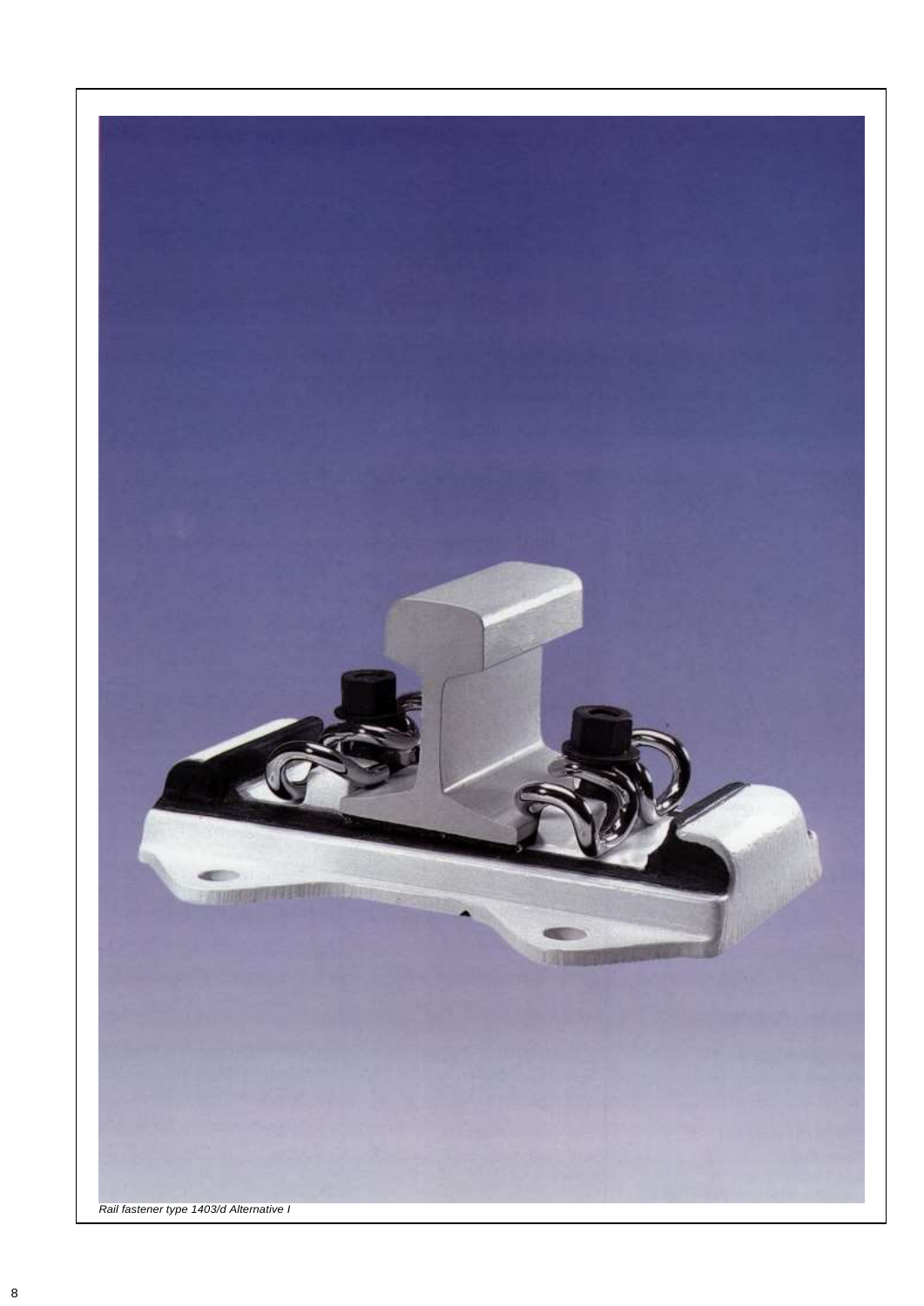*Rail fastener type 1403/d Alternative I*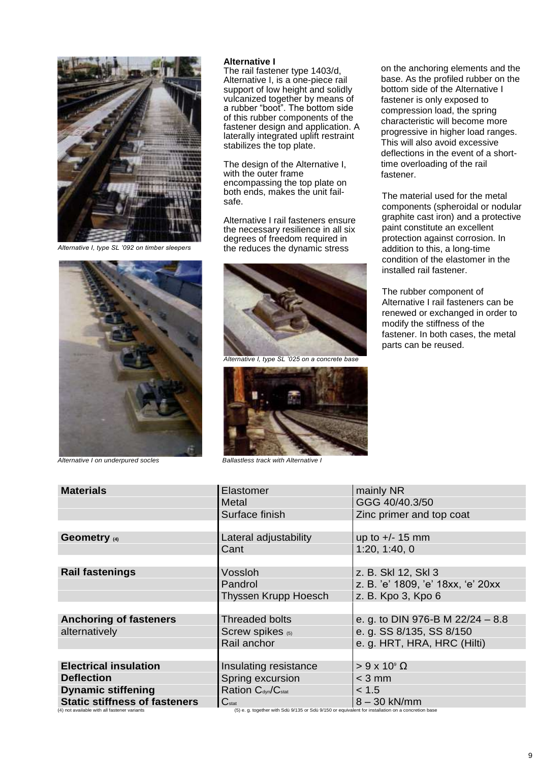Alternative I, type SL '092 on timber sleepers

Alternative I on underpured socles

### Alternative I

The rail fastener type 1403/d, Alternative I, is a one-piece rail support of low height and solidly vulcanized together by means of a rubber "boot". The bottom side of this rubber components of the fastener design and application. A laterally integrated uplift restraint stabilizes the top plate.

The design of the Alternative I, with the outer frame encompassing the top plate on both ends, makes the unit fail-safe.

Alternative I rail fasteners ensure the necessary resilience in all six degrees of freedom required in the reduces the dynamic stress

Alternative I, type SL '025 on a concrete base

Ballastless track with Alternative I

on the anchoring elements and the base. As the profiled rubber on the bottom side of the Alternative I fastener is only exposed to compression load, the spring characteristic will become more progressive in higher load ranges. This will also avoid excessive deflections in the event of a short-time overloading of the rail fastener.

The material used for the metal components (spheroidal or nodular graphite cast iron) and a protective paint constitute an excellent protection against corrosion. In addition to this, a long-time condition of the elastomer in the installed rail fastener.

The rubber component of Alternative I rail fasteners can be renewed or exchanged in order to modify the stiffness of the fastener. In both cases, the metal parts can be reused.

| | | |
|---|---|---|
| **Materials** | Elastomer | mainly NR |
| | Metal | GGG 40/40.3/50 |
| | Surface finish | Zinc primer and top coat |
| | | |
| **Geometry** (4) | Lateral adjustability | up to +/- 15 mm |
| | Cant | 1:20, 1:40, 0 |
| | | |
| **Rail fastenings** | Vossloh | z. B. Skl 12, Skl 3 |
| | Pandrol | z. B. 'e' 1809, 'e' 18xx, 'e' 20xx |
| | Thyssen Krupp Hoesch | z. B. Kpo 3, Kpo 6 |
| | | |
| **Anchoring of fasteners** | Threaded bolts | e. g. to DIN 976-B M 22/24 – 8.8 |
| alternatively | Screw spikes (5) | e. g. SS 8/135, SS 8/150 |
| | Rail anchor | e. g. HRT, HRA, HRC (Hilti) |
| | | |
| **Electrical insulation** | Insulating resistance | > 9 x $10^9$ Ω |
| **Deflection** | Spring excursion | < 3 mm |
| **Dynamic stiffening** | Ration $C_{dyn}/C_{stat}$ | < 1.5 |
| **Static stiffness of fasteners** | $C_{stat}$ | 8 – 30 kN/mm |

(4) not available with all fastener variants

(5) e. g. together with Sdü 9/135 or Sdü 9/150 or equivalent for installation on a concretion base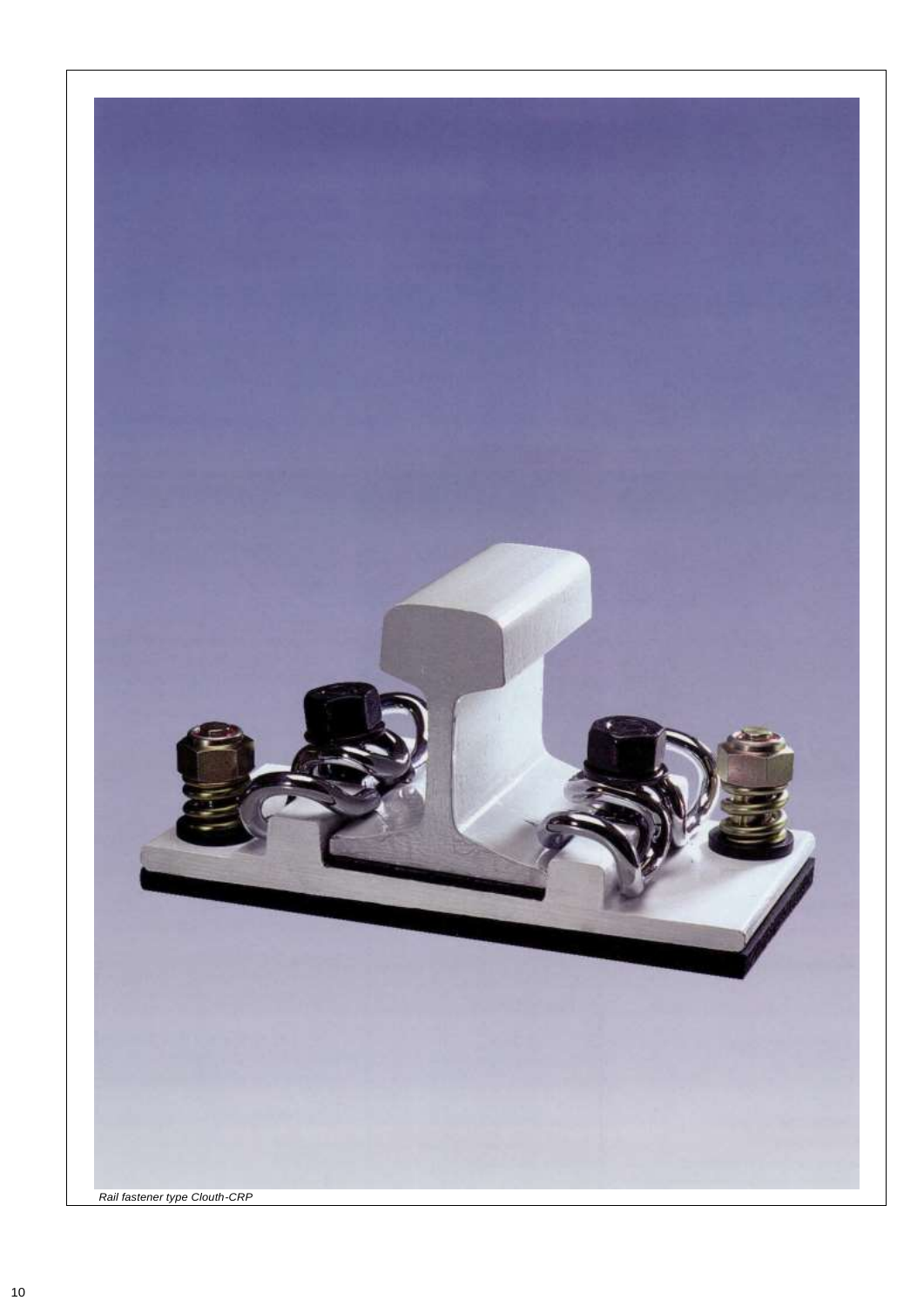*Rail fastener type Clouth-CRP*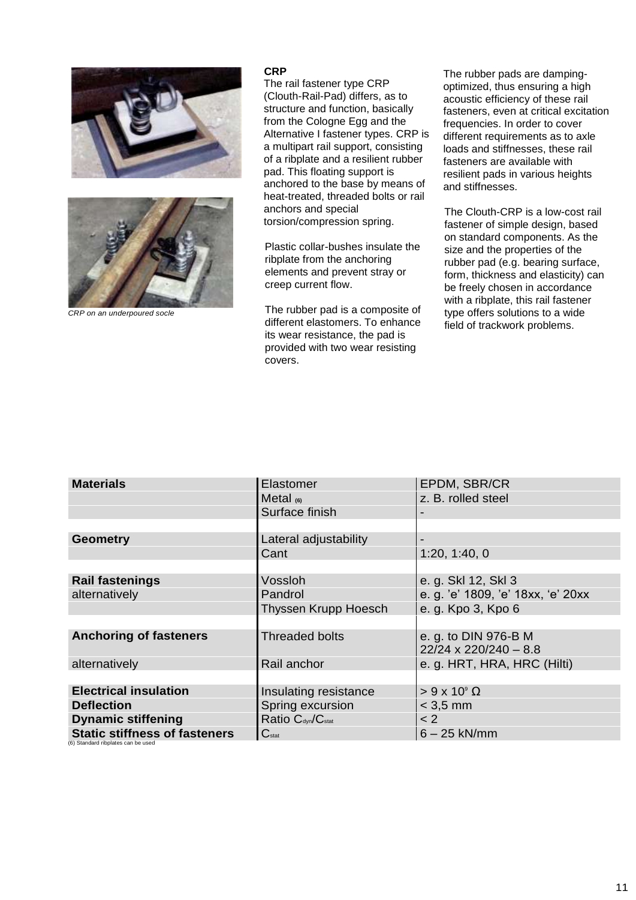## CRP

The rail fastener type CRP (Clouth-Rail-Pad) differs, as to structure and function, basically from the Cologne Egg and the Alternative I fastener types. CRP is a multipart rail support, consisting of a ribplate and a resilient rubber pad. This floating support is anchored to the base by means of heat-treated, threaded bolts or rail anchors and special torsion/compression spring.

Plastic collar-bushes insulate the ribplate from the anchoring elements and prevent stray or creep current flow.

The rubber pad is a composite of different elastomers. To enhance its wear resistance, the pad is provided with two wear resisting covers.

The rubber pads are damping-optimized, thus ensuring a high acoustic efficiency of these rail fasteners, even at critical excitation frequencies. In order to cover different requirements as to axle loads and stiffnesses, these rail fasteners are available with resilient pads in various heights and stiffnesses.

The Clouth-CRP is a low-cost rail fastener of simple design, based on standard components. As the size and the properties of the rubber pad (e.g. bearing surface, form, thickness and elasticity) can be freely chosen in accordance with a ribplate, this rail fastener type offers solutions to a wide field of trackwork problems.

*CRP on an underpoured socle*

| | | |
|---|---|---|
| **Materials** | Elastomer | EPDM, SBR/CR |
| | Metal (6) | z. B. rolled steel |
| | Surface finish | - |
| | | |
| **Geometry** | Lateral adjustability | - |
| | Cant | 1:20, 1:40, 0 |
| | | |
| **Rail fastenings** | Vossloh | e. g. Skl 12, Skl 3 |
| alternatively | Pandrol | e. g. 'e' 1809, 'e' 18xx, 'e' 20xx |
| | Thyssen Krupp Hoesch | e. g. Kpo 3, Kpo 6 |
| | | |
| **Anchoring of fasteners** | Threaded bolts | e. g. to DIN 976-B M 22/24 x 220/240 – 8.8 |
| alternatively | Rail anchor | e. g. HRT, HRA, HRC (Hilti) |
| | | |
| **Electrical insulation** | Insulating resistance | > 9 x $10^9$ Ω |
| **Deflection** | Spring excursion | < 3,5 mm |
| **Dynamic stiffening** | Ratio $C_{dyn}/C_{stat}$ | < 2 |
| **Static stiffness of fasteners** | $C_{stat}$ | 6 – 25 kN/mm |

(6) Standard ribplates can be used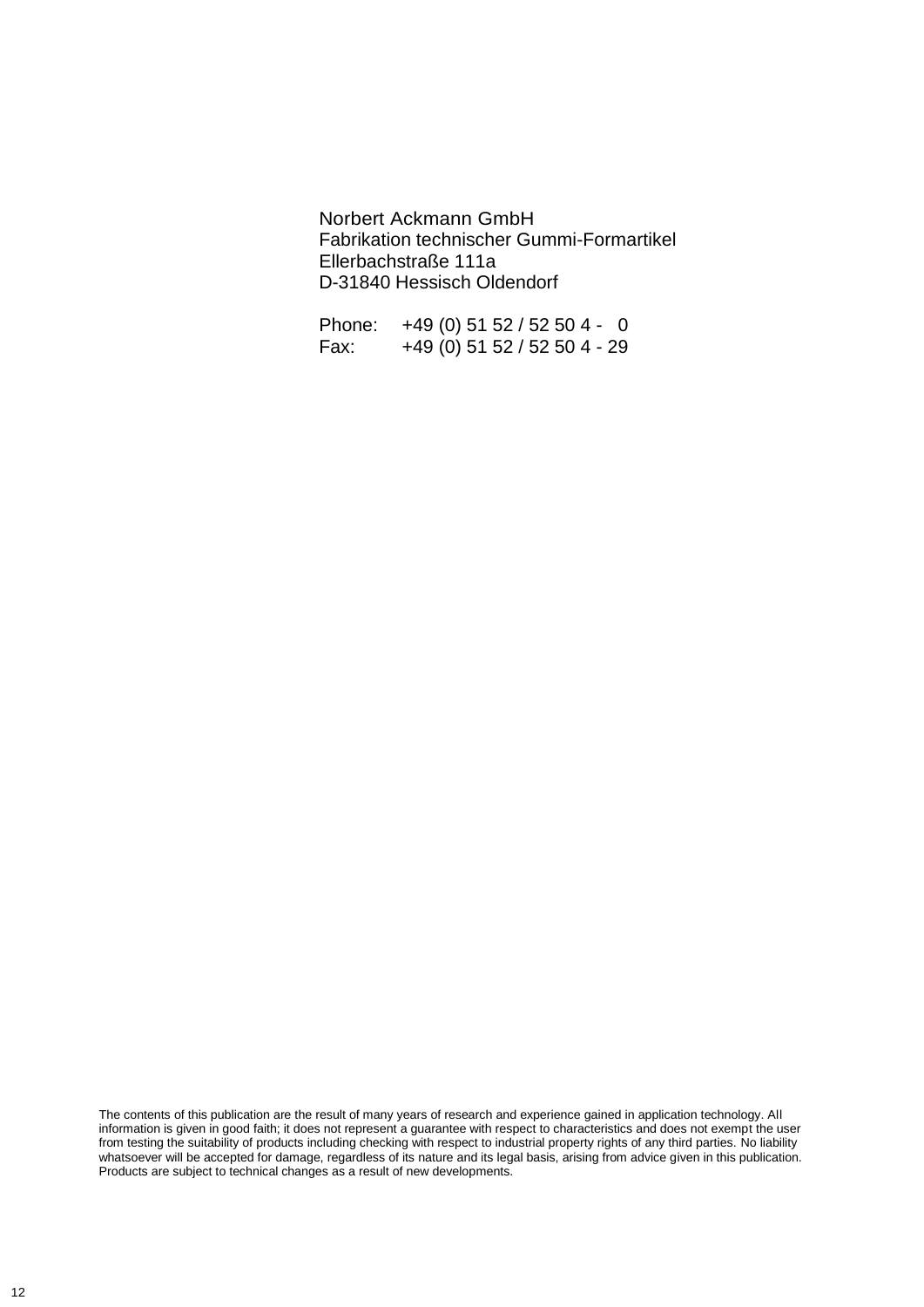Norbert Ackmann GmbH
Fabrikation technischer Gummi-Formartikel
Ellerbachstraße 111a
D-31840 Hessisch Oldendorf

Phone: +49 (0) 51 52 / 52 50 4 - 0
Fax: +49 (0) 51 52 / 52 50 4 - 29

The contents of this publication are the result of many years of research and experience gained in application technology. All information is given in good faith; it does not represent a guarantee with respect to characteristics and does not exempt the user from testing the suitability of products including checking with respect to industrial property rights of any third parties. No liability whatsoever will be accepted for damage, regardless of its nature and its legal basis, arising from advice given in this publication. Products are subject to technical changes as a result of new developments.